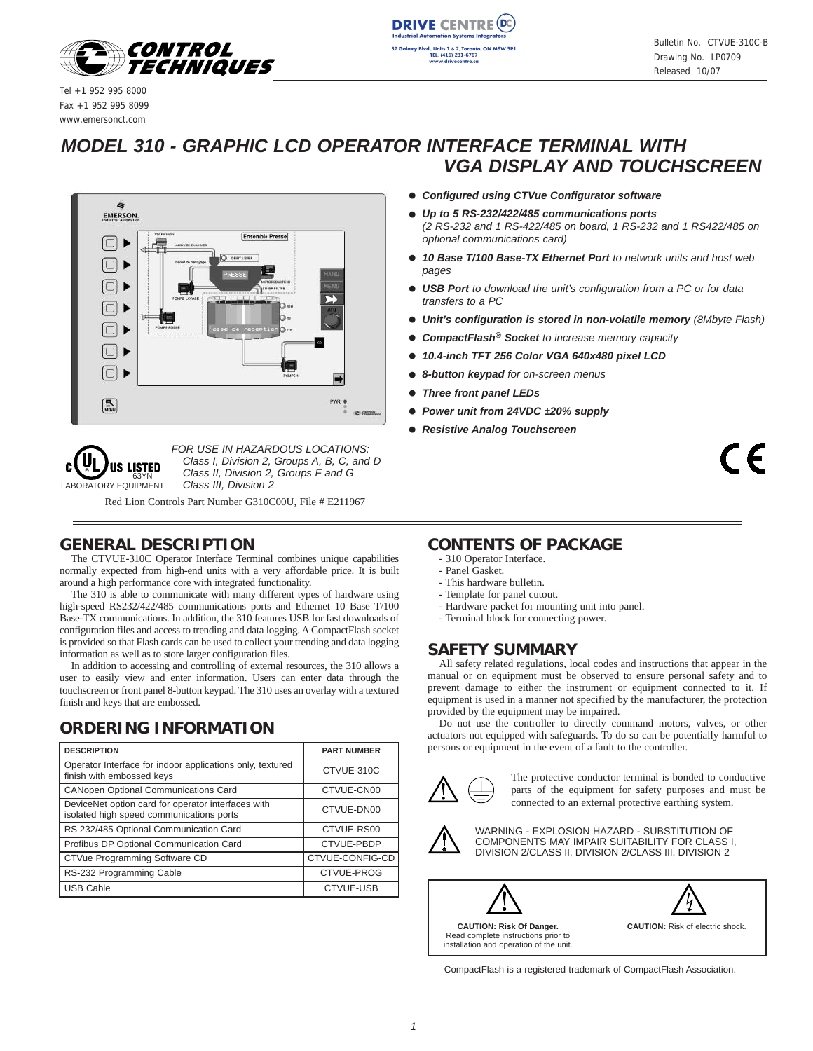Tel +1 952 995 8000
Fax +1 952 995 8099
www.emersonct.com

DRIVE CENTRE
Industrial Automation Systems Integrators
57 Galaxy Blvd., Units 1 & 2, Toronto, ON M9W 5P1
TEL (416) 231-6767
www.drivecentre.ca

Bulletin No. CTVUE-310C-B
Drawing No. LP0709
Released 10/07

# MODEL 310 - GRAPHIC LCD OPERATOR INTERFACE TERMINAL WITH VGA DISPLAY AND TOUCHSCREEN

- ***Configured using CTVue Configurator software***
- ***Up to 5 RS-232/422/485 communications ports*** *(2 RS-232 and 1 RS-422/485 on board, 1 RS-232 and 1 RS422/485 on optional communications card)*
- ***10 Base T/100 Base-TX Ethernet Port*** *to network units and host web pages*
- ***USB Port*** *to download the unit's configuration from a PC or for data transfers to a PC*
- ***Unit's configuration is stored in non-volatile memory*** *(8Mbyte Flash)*
- ***CompactFlash® Socket*** *to increase memory capacity*
- ***10.4-inch TFT 256 Color VGA 640x480 pixel LCD***
- ***8-button keypad*** *for on-screen menus*
- ***Three front panel LEDs***
- ***Power unit from 24VDC ±20% supply***
- ***Resistive Analog Touchscreen***

c UL US LISTED
63YN
LABORATORY EQUIPMENT

*FOR USE IN HAZARDOUS LOCATIONS:*
*Class I, Division 2, Groups A, B, C, and D*
*Class II, Division 2, Groups F and G*
*Class III, Division 2*

Red Lion Controls Part Number G310C00U, File # E211967

## GENERAL DESCRIPTION

The CTVUE-310C Operator Interface Terminal combines unique capabilities normally expected from high-end units with a very affordable price. It is built around a high performance core with integrated functionality.

The 310 is able to communicate with many different types of hardware using high-speed RS232/422/485 communications ports and Ethernet 10 Base T/100 Base-TX communications. In addition, the 310 features USB for fast downloads of configuration files and access to trending and data logging. A CompactFlash socket is provided so that Flash cards can be used to collect your trending and data logging information as well as to store larger configuration files.

In addition to accessing and controlling of external resources, the 310 allows a user to easily view and enter information. Users can enter data through the touchscreen or front panel 8-button keypad. The 310 uses an overlay with a textured finish and keys that are embossed.

## ORDERING INFORMATION

| DESCRIPTION | PART NUMBER |
|---|---|
| Operator Interface for indoor applications only, textured finish with embossed keys | CTVUE-310C |
| CANopen Optional Communications Card | CTVUE-CN00 |
| DeviceNet option card for operator interfaces with isolated high speed communications ports | CTVUE-DN00 |
| RS 232/485 Optional Communication Card | CTVUE-RS00 |
| Profibus DP Optional Communication Card | CTVUE-PBDP |
| CTVue Programming Software CD | CTVUE-CONFIG-CD |
| RS-232 Programming Cable | CTVUE-PROG |
| USB Cable | CTVUE-USB |

## CONTENTS OF PACKAGE

- 310 Operator Interface.
- Panel Gasket.
- This hardware bulletin.
- Template for panel cutout.
- Hardware packet for mounting unit into panel.
- Terminal block for connecting power.

## SAFETY SUMMARY

All safety related regulations, local codes and instructions that appear in the manual or on equipment must be observed to ensure personal safety and to prevent damage to either the instrument or equipment connected to it. If equipment is used in a manner not specified by the manufacturer, the protection provided by the equipment may be impaired.

Do not use the controller to directly command motors, valves, or other actuators not equipped with safeguards. To do so can be potentially harmful to persons or equipment in the event of a fault to the controller.

The protective conductor terminal is bonded to conductive parts of the equipment for safety purposes and must be connected to an external protective earthing system.

WARNING - EXPLOSION HAZARD - SUBSTITUTION OF COMPONENTS MAY IMPAIR SUITABILITY FOR CLASS I, DIVISION 2/CLASS II, DIVISION 2/CLASS III, DIVISION 2

**CAUTION: Risk Of Danger.** Read complete instructions prior to installation and operation of the unit.

**CAUTION:** Risk of electric shock.

CompactFlash is a registered trademark of CompactFlash Association.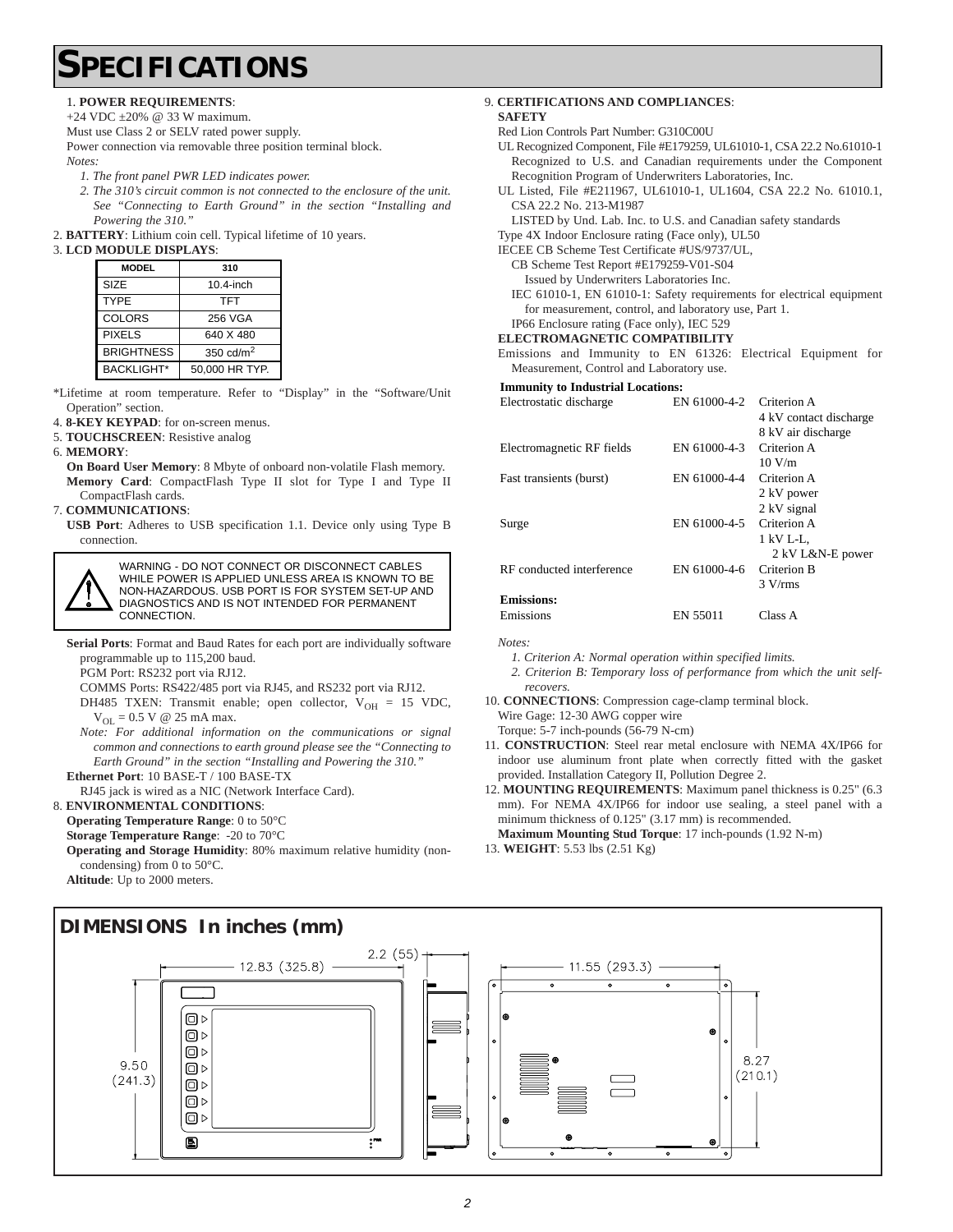# SPECIFICATIONS

1. **POWER REQUIREMENTS**:
   +24 VDC ±20% @ 33 W maximum.
   Must use Class 2 or SELV rated power supply.
   Power connection via removable three position terminal block.
   *Notes:*
   *1. The front panel PWR LED indicates power.*
   *2. The 310's circuit common is not connected to the enclosure of the unit. See "Connecting to Earth Ground" in the section "Installing and Powering the 310."*
2. **BATTERY**: Lithium coin cell. Typical lifetime of 10 years.
3. **LCD MODULE DISPLAYS**:

| MODEL | 310 |
|---|---|
| SIZE | 10.4-inch |
| TYPE | TFT |
| COLORS | 256 VGA |
| PIXELS | 640 X 480 |
| BRIGHTNESS | 350 cd/m$^2$ |
| BACKLIGHT* | 50,000 HR TYP. |

*Lifetime at room temperature. Refer to "Display" in the "Software/Unit Operation" section.

4. **8-KEY KEYPAD**: for on-screen menus.
5. **TOUCHSCREEN**: Resistive analog
6. **MEMORY**:
   **On Board User Memory**: 8 Mbyte of onboard non-volatile Flash memory.
   **Memory Card**: CompactFlash Type II slot for Type I and Type II CompactFlash cards.
7. **COMMUNICATIONS**:
   **USB Port**: Adheres to USB specification 1.1. Device only using Type B connection.

   WARNING - DO NOT CONNECT OR DISCONNECT CABLES WHILE POWER IS APPLIED UNLESS AREA IS KNOWN TO BE NON-HAZARDOUS. USB PORT IS FOR SYSTEM SET-UP AND DIAGNOSTICS AND IS NOT INTENDED FOR PERMANENT CONNECTION.

   **Serial Ports**: Format and Baud Rates for each port are individually software programmable up to 115,200 baud.
   PGM Port: RS232 port via RJ12.
   COMMS Ports: RS422/485 port via RJ45, and RS232 port via RJ12.
   DH485 TXEN: Transmit enable; open collector, $V_{OH}$ = 15 VDC, $V_{OL}$ = 0.5 V @ 25 mA max.
   *Note: For additional information on the communications or signal common and connections to earth ground please see the "Connecting to Earth Ground" in the section "Installing and Powering the 310."*
   **Ethernet Port**: 10 BASE-T / 100 BASE-TX
   RJ45 jack is wired as a NIC (Network Interface Card).
8. **ENVIRONMENTAL CONDITIONS**:
   **Operating Temperature Range**: 0 to 50°C
   **Storage Temperature Range**: -20 to 70°C
   **Operating and Storage Humidity**: 80% maximum relative humidity (non-condensing) from 0 to 50°C.
   **Altitude**: Up to 2000 meters.
9. **CERTIFICATIONS AND COMPLIANCES**:
   **SAFETY**
   Red Lion Controls Part Number: G310C00U
   UL Recognized Component, File #E179259, UL61010-1, CSA 22.2 No.61010-1 Recognized to U.S. and Canadian requirements under the Component Recognition Program of Underwriters Laboratories, Inc.
   UL Listed, File #E211967, UL61010-1, UL1604, CSA 22.2 No. 61010.1, CSA 22.2 No. 213-M1987
   LISTED by Und. Lab. Inc. to U.S. and Canadian safety standards
   Type 4X Indoor Enclosure rating (Face only), UL50
   IECEE CB Scheme Test Certificate #US/9737/UL,
   CB Scheme Test Report #E179259-V01-S04
   Issued by Underwriters Laboratories Inc.
   IEC 61010-1, EN 61010-1: Safety requirements for electrical equipment for measurement, control, and laboratory use, Part 1.
   IP66 Enclosure rating (Face only), IEC 529
   **ELECTROMAGNETIC COMPATIBILITY**
   Emissions and Immunity to EN 61326: Electrical Equipment for Measurement, Control and Laboratory use.

| **Immunity to Industrial Locations:** | | |
|---|---|---|
| Electrostatic discharge | EN 61000-4-2 | Criterion A<br>4 kV contact discharge<br>8 kV air discharge |
| Electromagnetic RF fields | EN 61000-4-3 | Criterion A<br>10 V/m |
| Fast transients (burst) | EN 61000-4-4 | Criterion A<br>2 kV power<br>2 kV signal |
| Surge | EN 61000-4-5 | Criterion A<br>1 kV L-L,<br>2 kV L&N-E power |
| RF conducted interference | EN 61000-4-6 | Criterion B<br>3 V/rms |
| **Emissions:** | | |
| Emissions | EN 55011 | Class A |

   *Notes:*
   *1. Criterion A: Normal operation within specified limits.*
   *2. Criterion B: Temporary loss of performance from which the unit self-recovers.*
10. **CONNECTIONS**: Compression cage-clamp terminal block.
    Wire Gage: 12-30 AWG copper wire
    Torque: 5-7 inch-pounds (56-79 N-cm)
11. **CONSTRUCTION**: Steel rear metal enclosure with NEMA 4X/IP66 for indoor use aluminum front plate when correctly fitted with the gasket provided. Installation Category II, Pollution Degree 2.
12. **MOUNTING REQUIREMENTS**: Maximum panel thickness is 0.25" (6.3 mm). For NEMA 4X/IP66 for indoor use sealing, a steel panel with a minimum thickness of 0.125" (3.17 mm) is recommended.
    **Maximum Mounting Stud Torque**: 17 inch-pounds (1.92 N-m)
13. **WEIGHT**: 5.53 lbs (2.51 Kg)

## DIMENSIONS In inches (mm)

12.83 (325.8) &nbsp; 2.2 (55) &nbsp; 11.55 (293.3)

9.50 (241.3) &nbsp; 8.27 (210.1)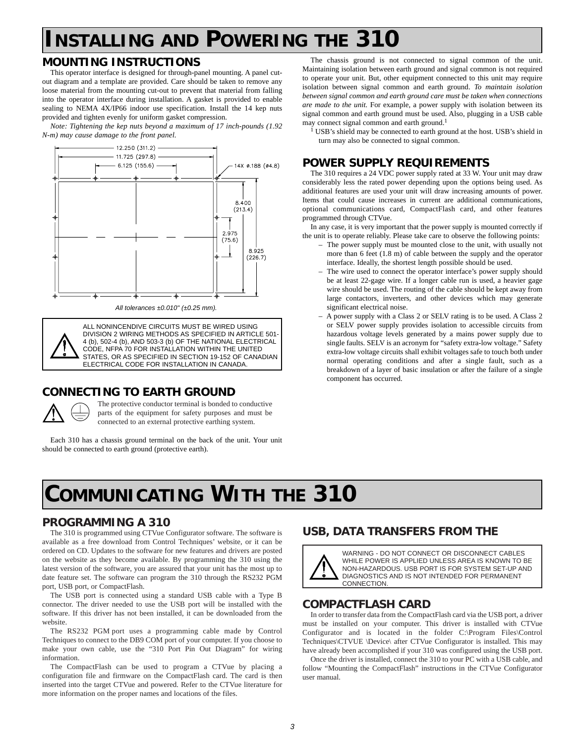# INSTALLING AND POWERING THE 310

## MOUNTING INSTRUCTIONS

This operator interface is designed for through-panel mounting. A panel cut-out diagram and a template are provided. Care should be taken to remove any loose material from the mounting cut-out to prevent that material from falling into the operator interface during installation. A gasket is provided to enable sealing to NEMA 4X/IP66 indoor use specification. Install the 14 kep nuts provided and tighten evenly for uniform gasket compression.

*Note: Tightening the kep nuts beyond a maximum of 17 inch-pounds (1.92 N-m) may cause damage to the front panel.*

12.250 (311.2)
11.725 (297.8)
6.125 (155.6)
14X ø.188 (ø4.8)
8.400 (213.4)
2.975 (75.6)
8.925 (226.7)

*All tolerances ±0.010" (±0.25 mm).*

ALL NONINCENDIVE CIRCUITS MUST BE WIRED USING DIVISION 2 WIRING METHODS AS SPECIFIED IN ARTICLE 501-4 (b), 502-4 (b), AND 503-3 (b) OF THE NATIONAL ELECTRICAL CODE, NFPA 70 FOR INSTALLATION WITHIN THE UNITED STATES, OR AS SPECIFIED IN SECTION 19-152 OF CANADIAN ELECTRICAL CODE FOR INSTALLATION IN CANADA.

## CONNECTING TO EARTH GROUND

The protective conductor terminal is bonded to conductive parts of the equipment for safety purposes and must be connected to an external protective earthing system.

Each 310 has a chassis ground terminal on the back of the unit. Your unit should be connected to earth ground (protective earth).

The chassis ground is not connected to signal common of the unit. Maintaining isolation between earth ground and signal common is not required to operate your unit. But, other equipment connected to this unit may require isolation between signal common and earth ground. *To maintain isolation between signal common and earth ground care must be taken when connections are made to the unit.* For example, a power supply with isolation between its signal common and earth ground must be used. Also, plugging in a USB cable may connect signal common and earth ground.[1]

[1] USB's shield may be connected to earth ground at the host. USB's shield in turn may also be connected to signal common.

## POWER SUPPLY REQUIREMENTS

The 310 requires a 24 VDC power supply rated at 33 W. Your unit may draw considerably less the rated power depending upon the options being used. As additional features are used your unit will draw increasing amounts of power. Items that could cause increases in current are additional communications, optional communications card, CompactFlash card, and other features programmed through CTVue.

In any case, it is very important that the power supply is mounted correctly if the unit is to operate reliably. Please take care to observe the following points:

- The power supply must be mounted close to the unit, with usually not more than 6 feet (1.8 m) of cable between the supply and the operator interface. Ideally, the shortest length possible should be used.
- The wire used to connect the operator interface's power supply should be at least 22-gage wire. If a longer cable run is used, a heavier gage wire should be used. The routing of the cable should be kept away from large contactors, inverters, and other devices which may generate significant electrical noise.
- A power supply with a Class 2 or SELV rating is to be used. A Class 2 or SELV power supply provides isolation to accessible circuits from hazardous voltage levels generated by a mains power supply due to single faults. SELV is an acronym for "safety extra-low voltage." Safety extra-low voltage circuits shall exhibit voltages safe to touch both under normal operating conditions and after a single fault, such as a breakdown of a layer of basic insulation or after the failure of a single component has occurred.

# COMMUNICATING WITH THE 310

## PROGRAMMING A 310

The 310 is programmed using CTVue Configurator software. The software is available as a free download from Control Techniques' website, or it can be ordered on CD. Updates to the software for new features and drivers are posted on the website as they become available. By programming the 310 using the latest version of the software, you are assured that your unit has the most up to date feature set. The software can program the 310 through the RS232 PGM port, USB port, or CompactFlash.

The USB port is connected using a standard USB cable with a Type B connector. The driver needed to use the USB port will be installed with the software. If this driver has not been installed, it can be downloaded from the website.

The RS232 PGM port uses a programming cable made by Control Techniques to connect to the DB9 COM port of your computer. If you choose to make your own cable, use the "310 Port Pin Out Diagram" for wiring information.

The CompactFlash can be used to program a CTVue by placing a configuration file and firmware on the CompactFlash card. The card is then inserted into the target CTVue and powered. Refer to the CTVue literature for more information on the proper names and locations of the files.

## USB, DATA TRANSFERS FROM THE

WARNING - DO NOT CONNECT OR DISCONNECT CABLES WHILE POWER IS APPLIED UNLESS AREA IS KNOWN TO BE NON-HAZARDOUS. USB PORT IS FOR SYSTEM SET-UP AND DIAGNOSTICS AND IS NOT INTENDED FOR PERMANENT CONNECTION.

## COMPACTFLASH CARD

In order to transfer data from the CompactFlash card via the USB port, a driver must be installed on your computer. This driver is installed with CTVue Configurator and is located in the folder C:\Program Files\Control Techniques\CTVUE \Device\ after CTVue Configurator is installed. This may have already been accomplished if your 310 was configured using the USB port.

Once the driver is installed, connect the 310 to your PC with a USB cable, and follow "Mounting the CompactFlash" instructions in the CTVue Configurator user manual.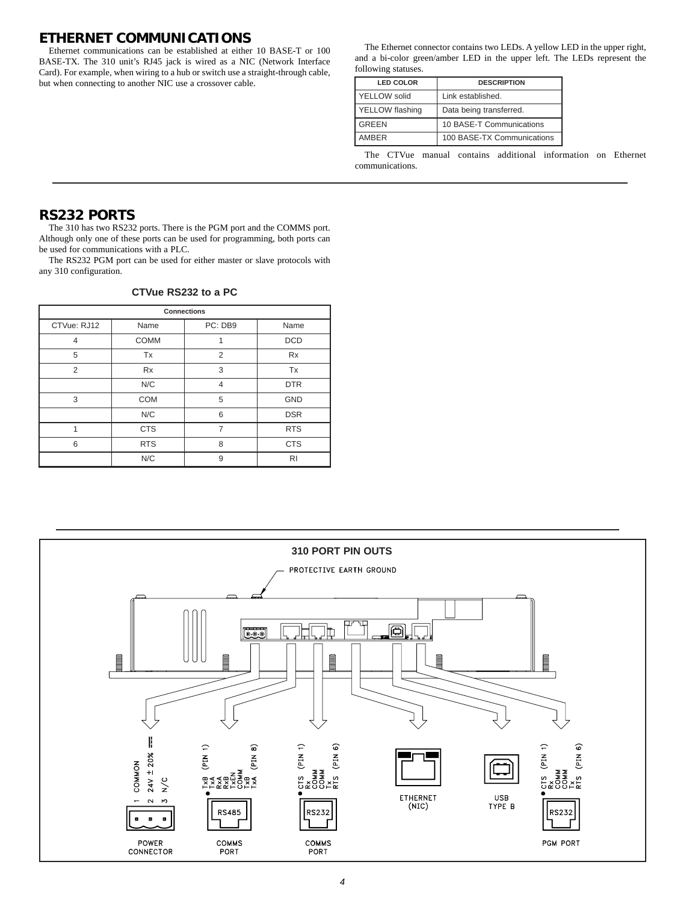## ETHERNET COMMUNICATIONS

Ethernet communications can be established at either 10 BASE-T or 100 BASE-TX. The 310 unit's RJ45 jack is wired as a NIC (Network Interface Card). For example, when wiring to a hub or switch use a straight-through cable, but when connecting to another NIC use a crossover cable.

The Ethernet connector contains two LEDs. A yellow LED in the upper right, and a bi-color green/amber LED in the upper left. The LEDs represent the following statuses.

| LED COLOR | DESCRIPTION |
|---|---|
| YELLOW solid | Link established. |
| YELLOW flashing | Data being transferred. |
| GREEN | 10 BASE-T Communications |
| AMBER | 100 BASE-TX Communications |

The CTVue manual contains additional information on Ethernet communications.

## RS232 PORTS

The 310 has two RS232 ports. There is the PGM port and the COMMS port. Although only one of these ports can be used for programming, both ports can be used for communications with a PLC.

The RS232 PGM port can be used for either master or slave protocols with any 310 configuration.

**CTVue RS232 to a PC**

| Connections | | | |
|---|---|---|---|
| CTVue: RJ12 | Name | PC: DB9 | Name |
| 4 | COMM | 1 | DCD |
| 5 | Tx | 2 | Rx |
| 2 | Rx | 3 | Tx |
| | N/C | 4 | DTR |
| 3 | COM | 5 | GND |
| | N/C | 6 | DSR |
| 1 | CTS | 7 | RTS |
| 6 | RTS | 8 | CTS |
| | N/C | 9 | RI |

**310 PORT PIN OUTS**

PROTECTIVE EARTH GROUND

POWER CONNECTOR: 1 COMMON, 2 24V ± 20%, 3 N/C

COMMS PORT (RS485): TxB (PIN 1), TxA, RxA, RxB, TxEN, COMM, TxB, TxA (PIN 8)

COMMS PORT (RS232): CTS (PIN 1), Rx, COMM, COMM, Tx, RTS (PIN 6)

ETHERNET (NIC)

USB TYPE B

PGM PORT (RS232): CTS (PIN 1), Rx, COMM, COMM, Tx, RTS (PIN 6)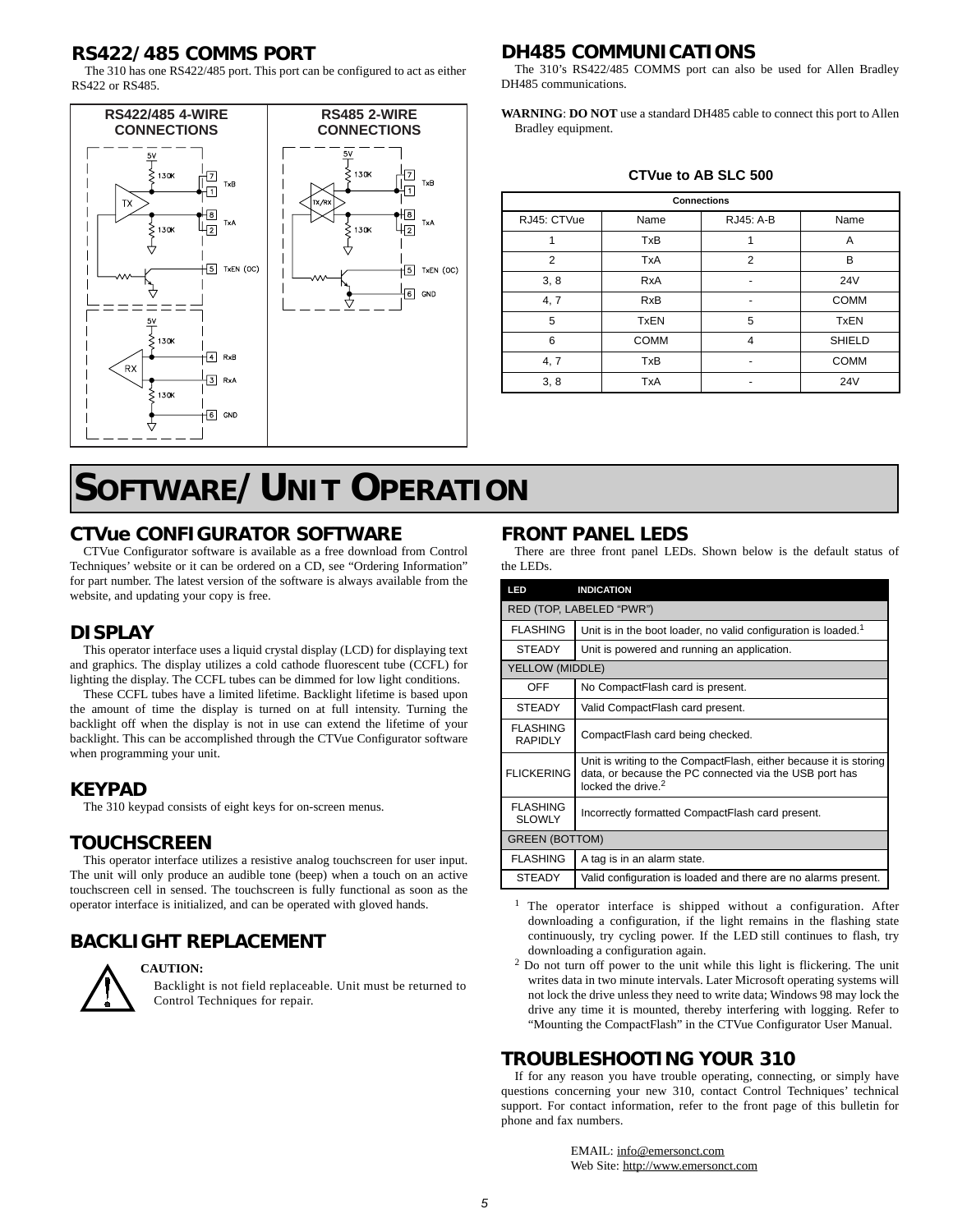## RS422/485 COMMS PORT

The 310 has one RS422/485 port. This port can be configured to act as either RS422 or RS485.

| RS422/485 4-WIRE CONNECTIONS | RS485 2-WIRE CONNECTIONS |
|---|---|
| 5V, 130K, TX, 7 TxB, 1, 8 TxA, 2, 130K, 5 TxEN (OC); 5V, 130K, RX, 4 RxB, 3 RxA, 130K, 6 GND | 5V, 130K, TX/RX, 7 TxB, 1, 8 TxA, 2, 130K, 5 TxEN (OC), 6 GND |

## DH485 COMMUNICATIONS

The 310's RS422/485 COMMS port can also be used for Allen Bradley DH485 communications.

**WARNING**: **DO NOT** use a standard DH485 cable to connect this port to Allen Bradley equipment.

**CTVue to AB SLC 500**

| Connections | | | |
|---|---|---|---|
| RJ45: CTVue | Name | RJ45: A-B | Name |
| 1 | TxB | 1 | A |
| 2 | TxA | 2 | B |
| 3, 8 | RxA | - | 24V |
| 4, 7 | RxB | - | COMM |
| 5 | TxEN | 5 | TxEN |
| 6 | COMM | 4 | SHIELD |
| 4, 7 | TxB | - | COMM |
| 3, 8 | TxA | - | 24V |

# SOFTWARE/UNIT OPERATION

## CTVue CONFIGURATOR SOFTWARE

CTVue Configurator software is available as a free download from Control Techniques' website or it can be ordered on a CD, see "Ordering Information" for part number. The latest version of the software is always available from the website, and updating your copy is free.

## DISPLAY

This operator interface uses a liquid crystal display (LCD) for displaying text and graphics. The display utilizes a cold cathode fluorescent tube (CCFL) for lighting the display. The CCFL tubes can be dimmed for low light conditions.

These CCFL tubes have a limited lifetime. Backlight lifetime is based upon the amount of time the display is turned on at full intensity. Turning the backlight off when the display is not in use can extend the lifetime of your backlight. This can be accomplished through the CTVue Configurator software when programming your unit.

## KEYPAD

The 310 keypad consists of eight keys for on-screen menus.

## TOUCHSCREEN

This operator interface utilizes a resistive analog touchscreen for user input. The unit will only produce an audible tone (beep) when a touch on an active touchscreen cell in sensed. The touchscreen is fully functional as soon as the operator interface is initialized, and can be operated with gloved hands.

## BACKLIGHT REPLACEMENT

**CAUTION:**

Backlight is not field replaceable. Unit must be returned to Control Techniques for repair.

## FRONT PANEL LEDS

There are three front panel LEDs. Shown below is the default status of the LEDs.

| LED | INDICATION |
|---|---|
| RED (TOP, LABELED "PWR") | |
| FLASHING | Unit is in the boot loader, no valid configuration is loaded.[1] |
| STEADY | Unit is powered and running an application. |
| YELLOW (MIDDLE) | |
| OFF | No CompactFlash card is present. |
| STEADY | Valid CompactFlash card present. |
| FLASHING RAPIDLY | CompactFlash card being checked. |
| FLICKERING | Unit is writing to the CompactFlash, either because it is storing data, or because the PC connected via the USB port has locked the drive.[2] |
| FLASHING SLOWLY | Incorrectly formatted CompactFlash card present. |
| GREEN (BOTTOM) | |
| FLASHING | A tag is in an alarm state. |
| STEADY | Valid configuration is loaded and there are no alarms present. |

[1] The operator interface is shipped without a configuration. After downloading a configuration, if the light remains in the flashing state continuously, try cycling power. If the LED still continues to flash, try downloading a configuration again.

[2] Do not turn off power to the unit while this light is flickering. The unit writes data in two minute intervals. Later Microsoft operating systems will not lock the drive unless they need to write data; Windows 98 may lock the drive any time it is mounted, thereby interfering with logging. Refer to "Mounting the CompactFlash" in the CTVue Configurator User Manual.

## TROUBLESHOOTING YOUR 310

If for any reason you have trouble operating, connecting, or simply have questions concerning your new 310, contact Control Techniques' technical support. For contact information, refer to the front page of this bulletin for phone and fax numbers.

EMAIL: info@emersonct.com
Web Site: http://www.emersonct.com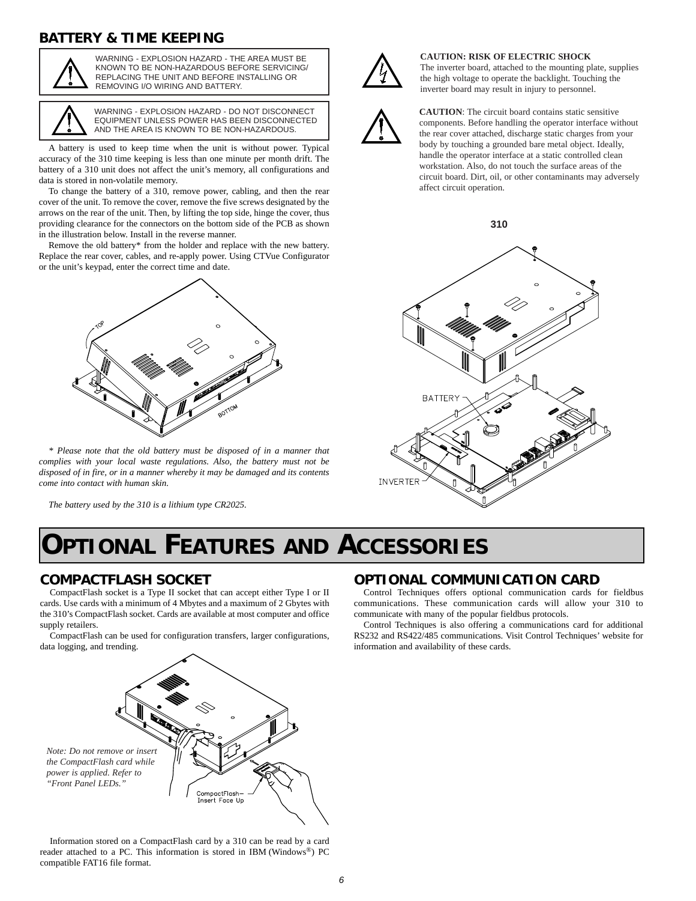## BATTERY & TIME KEEPING

WARNING - EXPLOSION HAZARD - THE AREA MUST BE KNOWN TO BE NON-HAZARDOUS BEFORE SERVICING/ REPLACING THE UNIT AND BEFORE INSTALLING OR REMOVING I/O WIRING AND BATTERY.

WARNING - EXPLOSION HAZARD - DO NOT DISCONNECT EQUIPMENT UNLESS POWER HAS BEEN DISCONNECTED AND THE AREA IS KNOWN TO BE NON-HAZARDOUS.

A battery is used to keep time when the unit is without power. Typical accuracy of the 310 time keeping is less than one minute per month drift. The battery of a 310 unit does not affect the unit's memory, all configurations and data is stored in non-volatile memory.

To change the battery of a 310, remove power, cabling, and then the rear cover of the unit. To remove the cover, remove the five screws designated by the arrows on the rear of the unit. Then, by lifting the top side, hinge the cover, thus providing clearance for the connectors on the bottom side of the PCB as shown in the illustration below. Install in the reverse manner.

Remove the old battery* from the holder and replace with the new battery. Replace the rear cover, cables, and re-apply power. Using CTVue Configurator or the unit's keypad, enter the correct time and date.

TOP

BOTTOM

*\* Please note that the old battery must be disposed of in a manner that complies with your local waste regulations. Also, the battery must not be disposed of in fire, or in a manner whereby it may be damaged and its contents come into contact with human skin.*

*The battery used by the 310 is a lithium type CR2025.*

**CAUTION: RISK OF ELECTRIC SHOCK**
The inverter board, attached to the mounting plate, supplies the high voltage to operate the backlight. Touching the inverter board may result in injury to personnel.

**CAUTION**: The circuit board contains static sensitive components. Before handling the operator interface without the rear cover attached, discharge static charges from your body by touching a grounded bare metal object. Ideally, handle the operator interface at a static controlled clean workstation. Also, do not touch the surface areas of the circuit board. Dirt, oil, or other contaminants may adversely affect circuit operation.

**310**

BATTERY

INVERTER

# OPTIONAL FEATURES AND ACCESSORIES

## COMPACTFLASH SOCKET

CompactFlash socket is a Type II socket that can accept either Type I or II cards. Use cards with a minimum of 4 Mbytes and a maximum of 2 Gbytes with the 310's CompactFlash socket. Cards are available at most computer and office supply retailers.

CompactFlash can be used for configuration transfers, larger configurations, data logging, and trending.

*Note: Do not remove or insert the CompactFlash card while power is applied. Refer to "Front Panel LEDs."*

CompactFlash– Insert Face Up

Information stored on a CompactFlash card by a 310 can be read by a card reader attached to a PC. This information is stored in IBM (Windows®) PC compatible FAT16 file format.

## OPTIONAL COMMUNICATION CARD

Control Techniques offers optional communication cards for fieldbus communications. These communication cards will allow your 310 to communicate with many of the popular fieldbus protocols.

Control Techniques is also offering a communications card for additional RS232 and RS422/485 communications. Visit Control Techniques' website for information and availability of these cards.